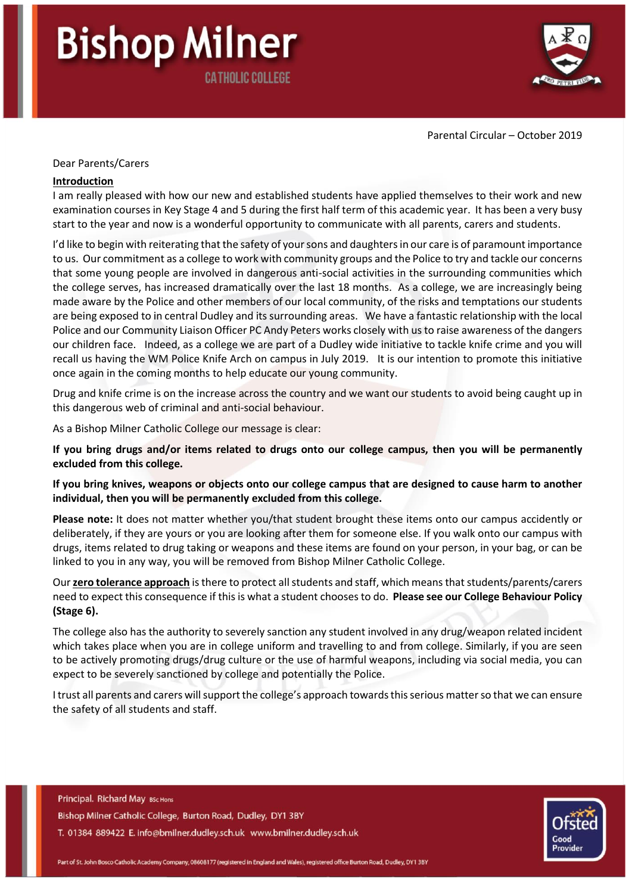# Bishop Milner

CATHOLIC COLLEGE

Parental Circular – October 2019

Dear Parents/Carers

**Introduction**

I am really pleased with how our new and established students have applied themselves to their work and new examination courses in Key Stage 4 and 5 during the first half term of this academic year. It has been a very busy start to the year and now is a wonderful opportunity to communicate with all parents, carers and students.

I'd like to begin with reiterating that the safety of your sons and daughters in our care is of paramount importance to us. Our commitment as a college to work with community groups and the Police to try and tackle our concerns that some young people are involved in dangerous anti-social activities in the surrounding communities which the college serves, has increased dramatically over the last 18 months. As a college, we are increasingly being made aware by the Police and other members of our local community, of the risks and temptations our students are being exposed to in central Dudley and its surrounding areas. We have a fantastic relationship with the local Police and our Community Liaison Officer PC Andy Peters works closely with us to raise awareness of the dangers our children face. Indeed, as a college we are part of a Dudley wide initiative to tackle knife crime and you will recall us having the WM Police Knife Arch on campus in July 2019. It is our intention to promote this initiative once again in the coming months to help educate our young community.

Drug and knife crime is on the increase across the country and we want our students to avoid being caught up in this dangerous web of criminal and anti-social behaviour.

As a Bishop Milner Catholic College our message is clear:

**If you bring drugs and/or items related to drugs onto our college campus, then you will be permanently excluded from this college.**

**If you bring knives, weapons or objects onto our college campus that are designed to cause harm to another individual, then you will be permanently excluded from this college.**

**Please note:** It does not matter whether you/that student brought these items onto our campus accidently or deliberately, if they are yours or you are looking after them for someone else. If you walk onto our campus with drugs, items related to drug taking or weapons and these items are found on your person, in your bag, or can be linked to you in any way, you will be removed from Bishop Milner Catholic College.

Our **zero tolerance approach** is there to protect all students and staff, which means that students/parents/carers need to expect this consequence if this is what a student chooses to do. **Please see our College Behaviour Policy (Stage 6).**

The college also has the authority to severely sanction any student involved in any drug/weapon related incident which takes place when you are in college uniform and travelling to and from college. Similarly, if you are seen to be actively promoting drugs/drug culture or the use of harmful weapons, including via social media, you can expect to be severely sanctioned by college and potentially the Police.

I trust all parents and carers will support the college's approach towards this serious matter so that we can ensure the safety of all students and staff.

Principal. Richard May BSc Hons
Bishop Milner Catholic College, Burton Road, Dudley, DY1 3BY
T. 01384 889422 E. info@bmilner.dudley.sch.uk www.bmilner.dudley.sch.uk

Part of St. John Bosco Catholic Academy Company, 08608177 (registered in England and Wales), registered office Burton Road, Dudley, DY1 3BY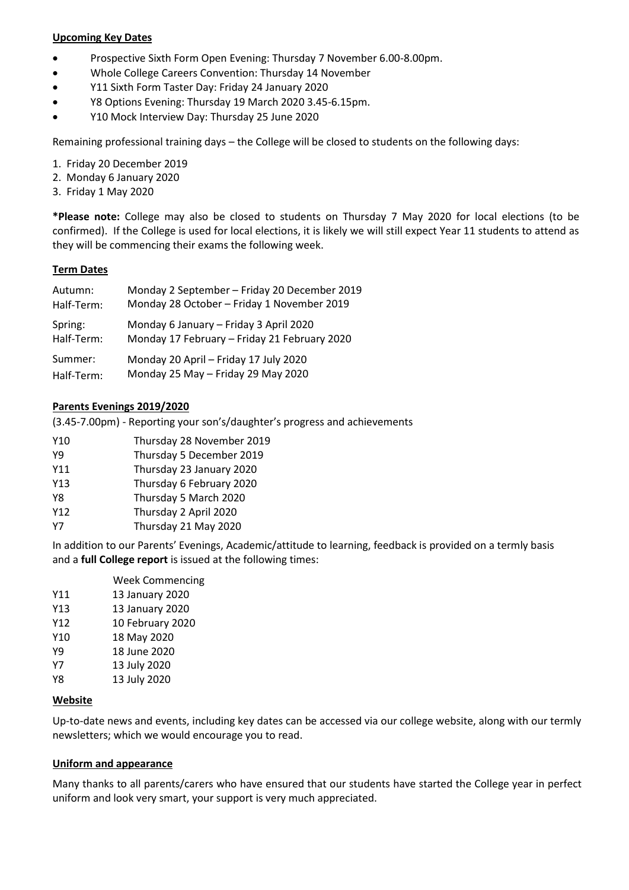**Upcoming Key Dates**

- Prospective Sixth Form Open Evening: Thursday 7 November 6.00-8.00pm.
- Whole College Careers Convention: Thursday 14 November
- Y11 Sixth Form Taster Day: Friday 24 January 2020
- Y8 Options Evening: Thursday 19 March 2020 3.45-6.15pm.
- Y10 Mock Interview Day: Thursday 25 June 2020

Remaining professional training days – the College will be closed to students on the following days:

1. Friday 20 December 2019
2. Monday 6 January 2020
3. Friday 1 May 2020

***Please note:** College may also be closed to students on Thursday 7 May 2020 for local elections (to be confirmed). If the College is used for local elections, it is likely we will still expect Year 11 students to attend as they will be commencing their exams the following week.

**Term Dates**

| | |
|---|---|
| Autumn: | Monday 2 September – Friday 20 December 2019 |
| Half-Term: | Monday 28 October – Friday 1 November 2019 |
| Spring: | Monday 6 January – Friday 3 April 2020 |
| Half-Term: | Monday 17 February – Friday 21 February 2020 |
| Summer: | Monday 20 April – Friday 17 July 2020 |
| Half-Term: | Monday 25 May – Friday 29 May 2020 |

**Parents Evenings 2019/2020**

(3.45-7.00pm) - Reporting your son's/daughter's progress and achievements

| | |
|---|---|
| Y10 | Thursday 28 November 2019 |
| Y9 | Thursday 5 December 2019 |
| Y11 | Thursday 23 January 2020 |
| Y13 | Thursday 6 February 2020 |
| Y8 | Thursday 5 March 2020 |
| Y12 | Thursday 2 April 2020 |
| Y7 | Thursday 21 May 2020 |

In addition to our Parents' Evenings, Academic/attitude to learning, feedback is provided on a termly basis and a **full College report** is issued at the following times:

| | Week Commencing |
|---|---|
| Y11 | 13 January 2020 |
| Y13 | 13 January 2020 |
| Y12 | 10 February 2020 |
| Y10 | 18 May 2020 |
| Y9 | 18 June 2020 |
| Y7 | 13 July 2020 |
| Y8 | 13 July 2020 |

**Website**

Up-to-date news and events, including key dates can be accessed via our college website, along with our termly newsletters; which we would encourage you to read.

**Uniform and appearance**

Many thanks to all parents/carers who have ensured that our students have started the College year in perfect uniform and look very smart, your support is very much appreciated.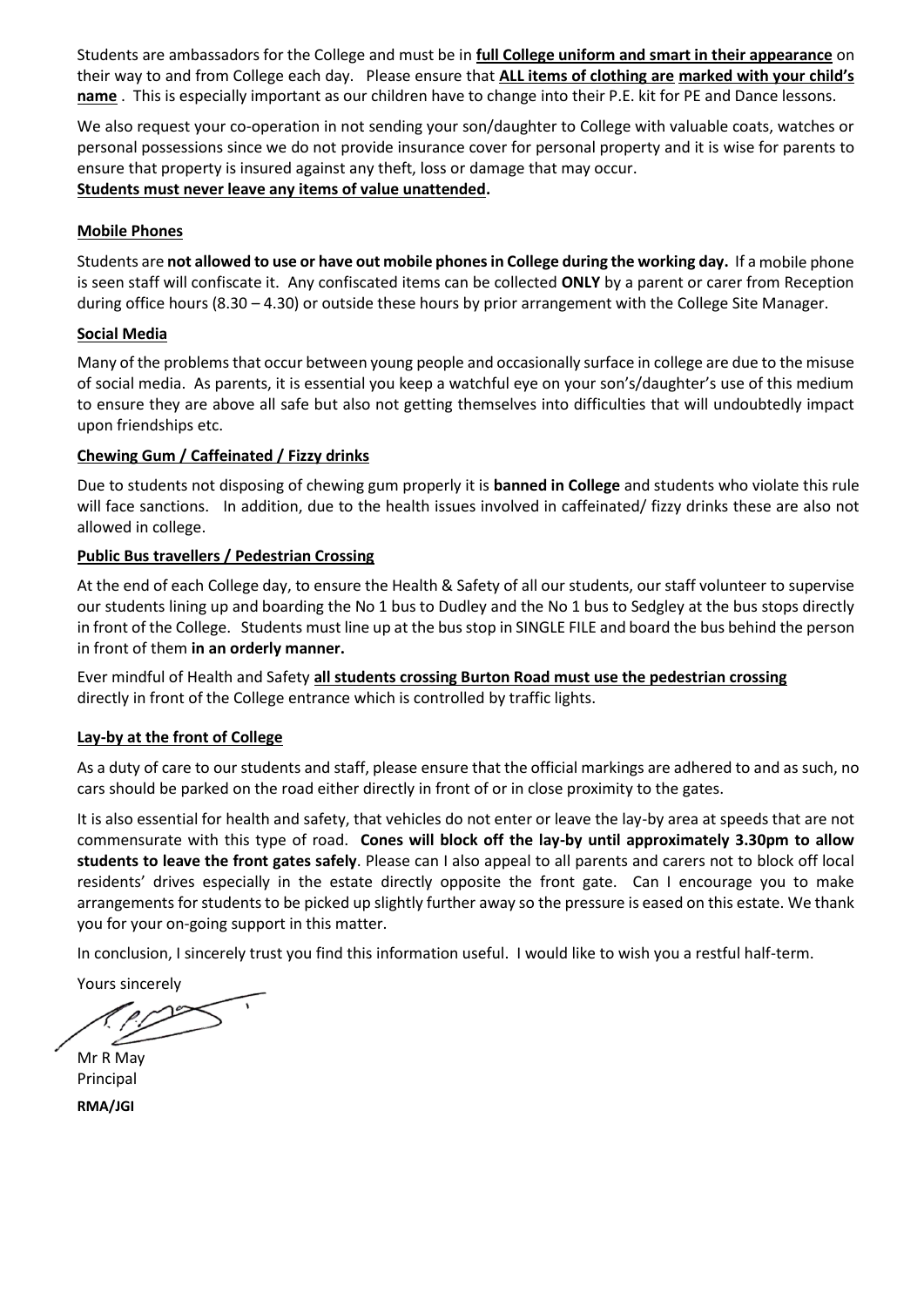Students are ambassadors for the College and must be in **full College uniform and smart in their appearance** on their way to and from College each day. Please ensure that **ALL items of clothing are marked with your child's name**. This is especially important as our children have to change into their P.E. kit for PE and Dance lessons.

We also request your co-operation in not sending your son/daughter to College with valuable coats, watches or personal possessions since we do not provide insurance cover for personal property and it is wise for parents to ensure that property is insured against any theft, loss or damage that may occur.

**Students must never leave any items of value unattended.**

**Mobile Phones**

Students are **not allowed to use or have out mobile phones in College during the working day.** If a mobile phone is seen staff will confiscate it. Any confiscated items can be collected **ONLY** by a parent or carer from Reception during office hours (8.30 – 4.30) or outside these hours by prior arrangement with the College Site Manager.

**Social Media**

Many of the problems that occur between young people and occasionally surface in college are due to the misuse of social media. As parents, it is essential you keep a watchful eye on your son's/daughter's use of this medium to ensure they are above all safe but also not getting themselves into difficulties that will undoubtedly impact upon friendships etc.

**Chewing Gum / Caffeinated / Fizzy drinks**

Due to students not disposing of chewing gum properly it is **banned in College** and students who violate this rule will face sanctions. In addition, due to the health issues involved in caffeinated/ fizzy drinks these are also not allowed in college.

**Public Bus travellers / Pedestrian Crossing**

At the end of each College day, to ensure the Health & Safety of all our students, our staff volunteer to supervise our students lining up and boarding the No 1 bus to Dudley and the No 1 bus to Sedgley at the bus stops directly in front of the College. Students must line up at the bus stop in SINGLE FILE and board the bus behind the person in front of them **in an orderly manner.**

Ever mindful of Health and Safety **all students crossing Burton Road must use the pedestrian crossing** directly in front of the College entrance which is controlled by traffic lights.

**Lay-by at the front of College**

As a duty of care to our students and staff, please ensure that the official markings are adhered to and as such, no cars should be parked on the road either directly in front of or in close proximity to the gates.

It is also essential for health and safety, that vehicles do not enter or leave the lay-by area at speeds that are not commensurate with this type of road. **Cones will block off the lay-by until approximately 3.30pm to allow students to leave the front gates safely**. Please can I also appeal to all parents and carers not to block off local residents' drives especially in the estate directly opposite the front gate. Can I encourage you to make arrangements for students to be picked up slightly further away so the pressure is eased on this estate. We thank you for your on-going support in this matter.

In conclusion, I sincerely trust you find this information useful. I would like to wish you a restful half-term.

Yours sincerely

Mr R May
Principal

**RMA/JGI**